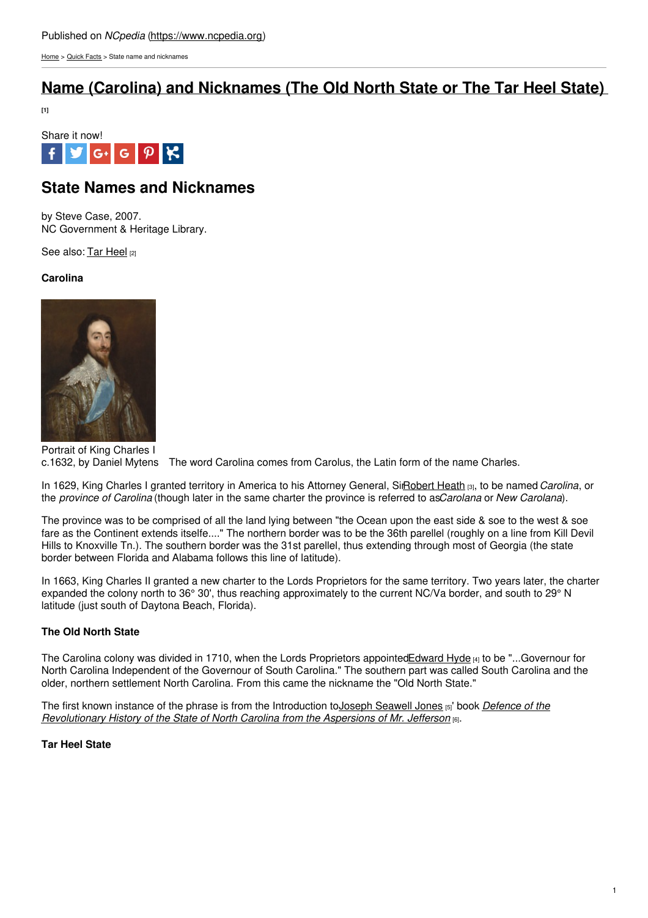Published on *NCpedia* (https://www.ncpedia.org)

Home > Quick Facts > State name and nicknames

# Name (Carolina) and Nicknames (The Old North State or The Tar Heel State) [1]

Share it now!

## State Names and Nicknames

by Steve Case, 2007.
NC Government & Heritage Library.

See also: Tar Heel [2]

**Carolina**

Portrait of King Charles I
c.1632, by Daniel Mytens

The word Carolina comes from Carolus, the Latin form of the name Charles.

In 1629, King Charles I granted territory in America to his Attorney General, Sir Robert Heath [3], to be named *Carolina*, or the *province of Carolina* (though later in the same charter the province is referred to as *Carolana* or *New Carolana*).

The province was to be comprised of all the land lying between "the Ocean upon the east side & soe to the west & soe fare as the Continent extends itselfe...." The northern border was to be the 36th parellel (roughly on a line from Kill Devil Hills to Knoxville Tn.). The southern border was the 31st parellel, thus extending through most of Georgia (the state border between Florida and Alabama follows this line of latitude).

In 1663, King Charles II granted a new charter to the Lords Proprietors for the same territory. Two years later, the charter expanded the colony north to 36° 30', thus reaching approximately to the current NC/Va border, and south to 29° N latitude (just south of Daytona Beach, Florida).

**The Old North State**

The Carolina colony was divided in 1710, when the Lords Proprietors appointed Edward Hyde [4] to be "...Governour for North Carolina Independent of the Governour of South Carolina." The southern part was called South Carolina and the older, northern settlement North Carolina. From this came the nickname the "Old North State."

The first known instance of the phrase is from the Introduction to Joseph Seawell Jones [5]' book *Defence of the Revolutionary History of the State of North Carolina from the Aspersions of Mr. Jefferson* [6].

**Tar Heel State**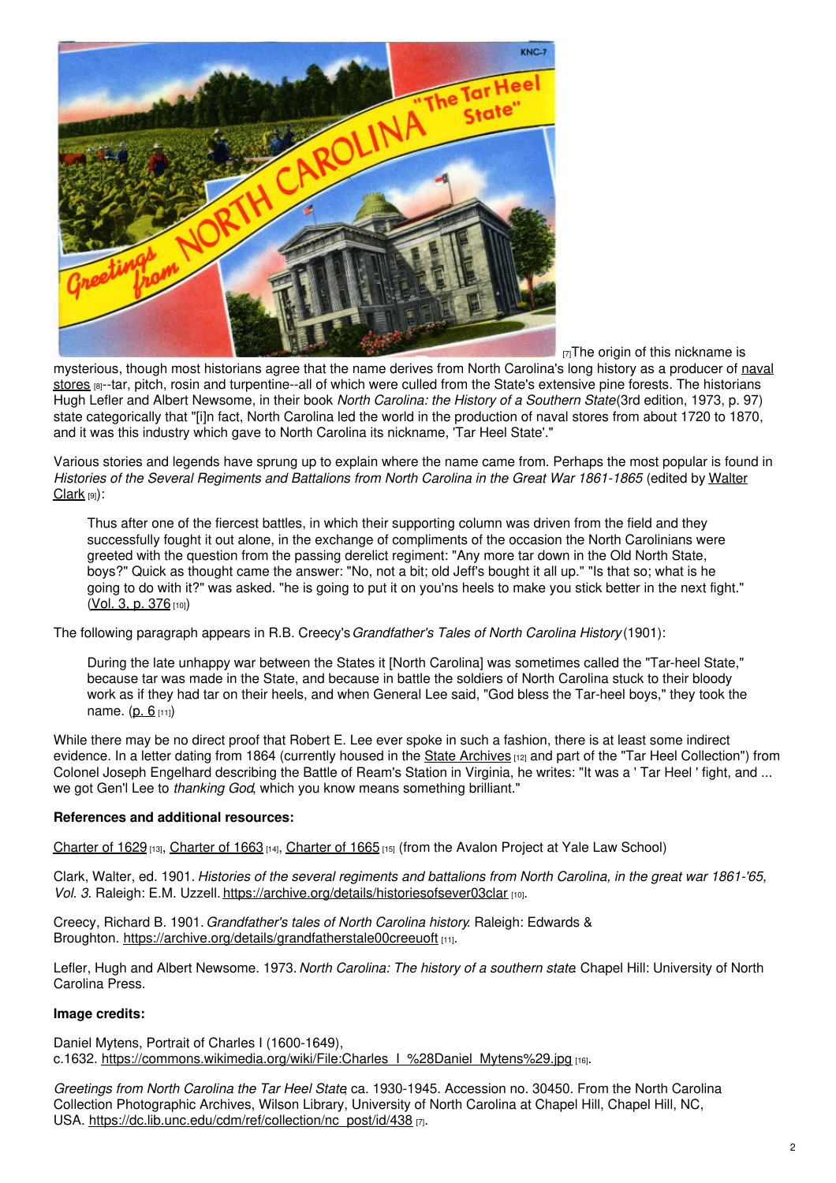[7]The origin of this nickname is mysterious, though most historians agree that the name derives from North Carolina's long history as a producer of naval stores [8]--tar, pitch, rosin and turpentine--all of which were culled from the State's extensive pine forests. The historians Hugh Lefler and Albert Newsome, in their book *North Carolina: the History of a Southern State*(3rd edition, 1973, p. 97) state categorically that "[i]n fact, North Carolina led the world in the production of naval stores from about 1720 to 1870, and it was this industry which gave to North Carolina its nickname, 'Tar Heel State'."

Various stories and legends have sprung up to explain where the name came from. Perhaps the most popular is found in *Histories of the Several Regiments and Battalions from North Carolina in the Great War 1861-1865* (edited by Walter Clark [9]):

> Thus after one of the fiercest battles, in which their supporting column was driven from the field and they successfully fought it out alone, in the exchange of compliments of the occasion the North Carolinians were greeted with the question from the passing derelict regiment: "Any more tar down in the Old North State, boys?" Quick as thought came the answer: "No, not a bit; old Jeff's bought it all up." "Is that so; what is he going to do with it?" was asked. "he is going to put it on you'ns heels to make you stick better in the next fight." (Vol. 3, p. 376 [10])

The following paragraph appears in R.B. Creecy's *Grandfather's Tales of North Carolina History* (1901):

> During the late unhappy war between the States it [North Carolina] was sometimes called the "Tar-heel State," because tar was made in the State, and because in battle the soldiers of North Carolina stuck to their bloody work as if they had tar on their heels, and when General Lee said, "God bless the Tar-heel boys," they took the name. (p. 6 [11])

While there may be no direct proof that Robert E. Lee ever spoke in such a fashion, there is at least some indirect evidence. In a letter dating from 1864 (currently housed in the State Archives [12] and part of the "Tar Heel Collection") from Colonel Joseph Engelhard describing the Battle of Ream's Station in Virginia, he writes: "It was a ' Tar Heel ' fight, and ... we got Gen'l Lee to *thanking God*, which you know means something brilliant."

**References and additional resources:**

Charter of 1629 [13], Charter of 1663 [14], Charter of 1665 [15] (from the Avalon Project at Yale Law School)

Clark, Walter, ed. 1901. *Histories of the several regiments and battalions from North Carolina, in the great war 1861-'65, Vol. 3*. Raleigh: E.M. Uzzell. https://archive.org/details/historiesofsever03clar [10].

Creecy, Richard B. 1901. *Grandfather's tales of North Carolina history*. Raleigh: Edwards & Broughton. https://archive.org/details/grandfatherstale00creeuoft [11].

Lefler, Hugh and Albert Newsome. 1973. *North Carolina: The history of a southern state*. Chapel Hill: University of North Carolina Press.

**Image credits:**

Daniel Mytens, Portrait of Charles I (1600-1649), c.1632. https://commons.wikimedia.org/wiki/File:Charles_I_%28Daniel_Mytens%29.jpg [16].

*Greetings from North Carolina the Tar Heel State*, ca. 1930-1945. Accession no. 30450. From the North Carolina Collection Photographic Archives, Wilson Library, University of North Carolina at Chapel Hill, Chapel Hill, NC, USA. https://dc.lib.unc.edu/cdm/ref/collection/nc_post/id/438 [7].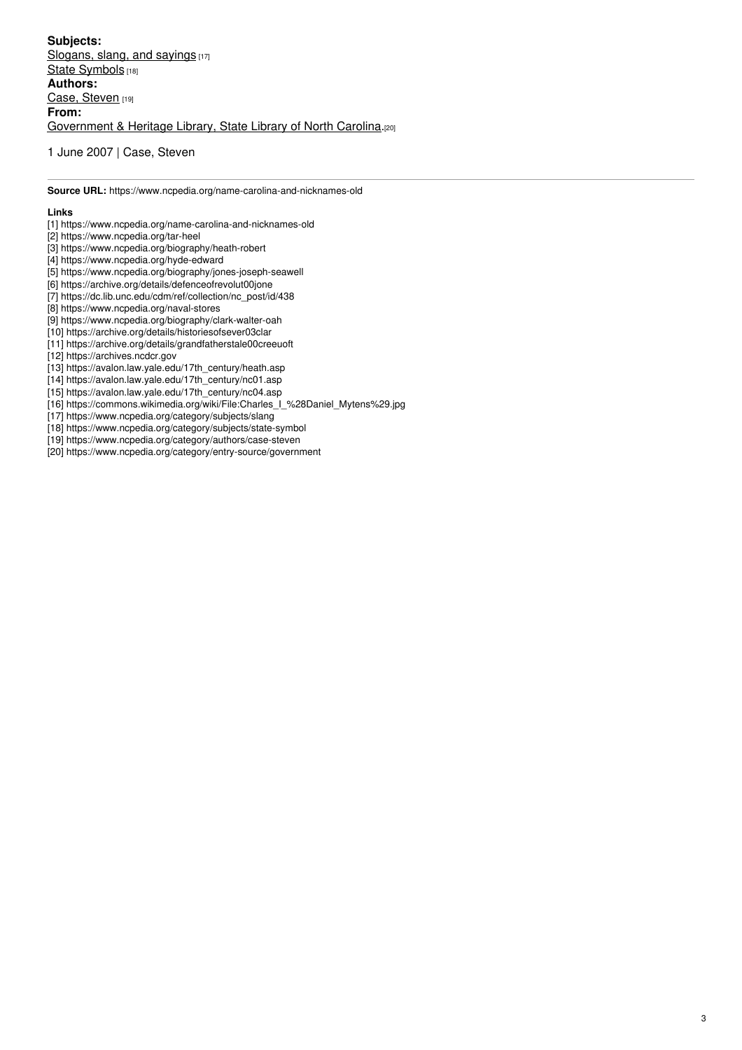**Subjects:**
Slogans, slang, and sayings [17]
State Symbols [18]
**Authors:**
Case, Steven [19]
**From:**
Government & Heritage Library, State Library of North Carolina.[20]

1 June 2007 | Case, Steven

---

**Source URL:** https://www.ncpedia.org/name-carolina-and-nicknames-old

**Links**

[1] https://www.ncpedia.org/name-carolina-and-nicknames-old
[2] https://www.ncpedia.org/tar-heel
[3] https://www.ncpedia.org/biography/heath-robert
[4] https://www.ncpedia.org/hyde-edward
[5] https://www.ncpedia.org/biography/jones-joseph-seawell
[6] https://archive.org/details/defenceofrevolut00jone
[7] https://dc.lib.unc.edu/cdm/ref/collection/nc_post/id/438
[8] https://www.ncpedia.org/naval-stores
[9] https://www.ncpedia.org/biography/clark-walter-oah
[10] https://archive.org/details/historiesofsever03clar
[11] https://archive.org/details/grandfatherstale00creeuoft
[12] https://archives.ncdcr.gov
[13] https://avalon.law.yale.edu/17th_century/heath.asp
[14] https://avalon.law.yale.edu/17th_century/nc01.asp
[15] https://avalon.law.yale.edu/17th_century/nc04.asp
[16] https://commons.wikimedia.org/wiki/File:Charles_I_%28Daniel_Mytens%29.jpg
[17] https://www.ncpedia.org/category/subjects/slang
[18] https://www.ncpedia.org/category/subjects/state-symbol
[19] https://www.ncpedia.org/category/authors/case-steven
[20] https://www.ncpedia.org/category/entry-source/government